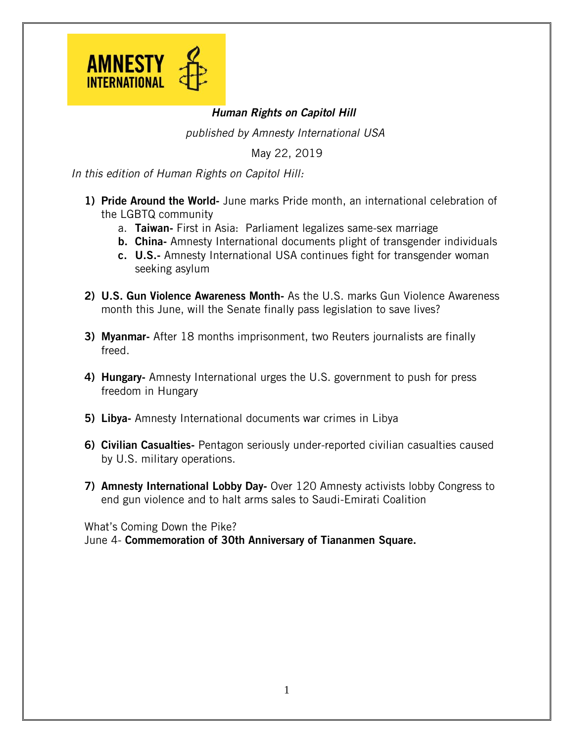**AMNESTY INTERNATIONAL**

***Human Rights on Capitol Hill***

*published by Amnesty International USA*

May 22, 2019

*In this edition of Human Rights on Capitol Hill:*

1) **Pride Around the World-** June marks Pride month, an international celebration of the LGBTQ community
   a. **Taiwan-** First in Asia: Parliament legalizes same-sex marriage
   b. **China-** Amnesty International documents plight of transgender individuals
   c. **U.S.-** Amnesty International USA continues fight for transgender woman seeking asylum

2) **U.S. Gun Violence Awareness Month-** As the U.S. marks Gun Violence Awareness month this June, will the Senate finally pass legislation to save lives?

3) **Myanmar-** After 18 months imprisonment, two Reuters journalists are finally freed.

4) **Hungary-** Amnesty International urges the U.S. government to push for press freedom in Hungary

5) **Libya-** Amnesty International documents war crimes in Libya

6) **Civilian Casualties-** Pentagon seriously under-reported civilian casualties caused by U.S. military operations.

7) **Amnesty International Lobby Day-** Over 120 Amnesty activists lobby Congress to end gun violence and to halt arms sales to Saudi-Emirati Coalition

What's Coming Down the Pike?
June 4- **Commemoration of 30th Anniversary of Tiananmen Square.**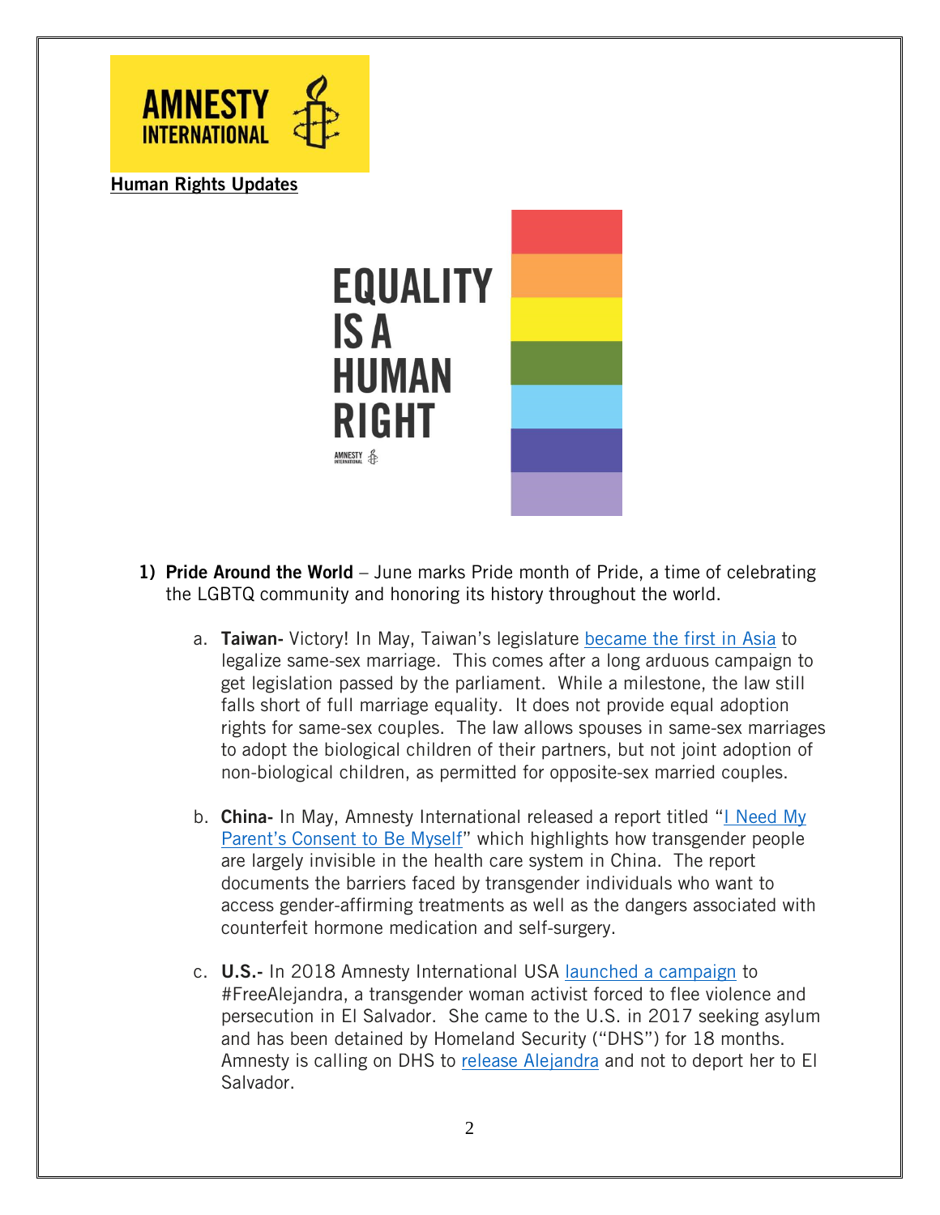**Human Rights Updates**

1) **Pride Around the World** – June marks Pride month of Pride, a time of celebrating the LGBTQ community and honoring its history throughout the world.

   a. **Taiwan-** Victory! In May, Taiwan's legislature became the first in Asia to legalize same-sex marriage. This comes after a long arduous campaign to get legislation passed by the parliament. While a milestone, the law still falls short of full marriage equality. It does not provide equal adoption rights for same-sex couples. The law allows spouses in same-sex marriages to adopt the biological children of their partners, but not joint adoption of non-biological children, as permitted for opposite-sex married couples.

   b. **China-** In May, Amnesty International released a report titled "I Need My Parent's Consent to Be Myself" which highlights how transgender people are largely invisible in the health care system in China. The report documents the barriers faced by transgender individuals who want to access gender-affirming treatments as well as the dangers associated with counterfeit hormone medication and self-surgery.

   c. **U.S.-** In 2018 Amnesty International USA launched a campaign to #FreeAlejandra, a transgender woman activist forced to flee violence and persecution in El Salvador. She came to the U.S. in 2017 seeking asylum and has been detained by Homeland Security ("DHS") for 18 months. Amnesty is calling on DHS to release Alejandra and not to deport her to El Salvador.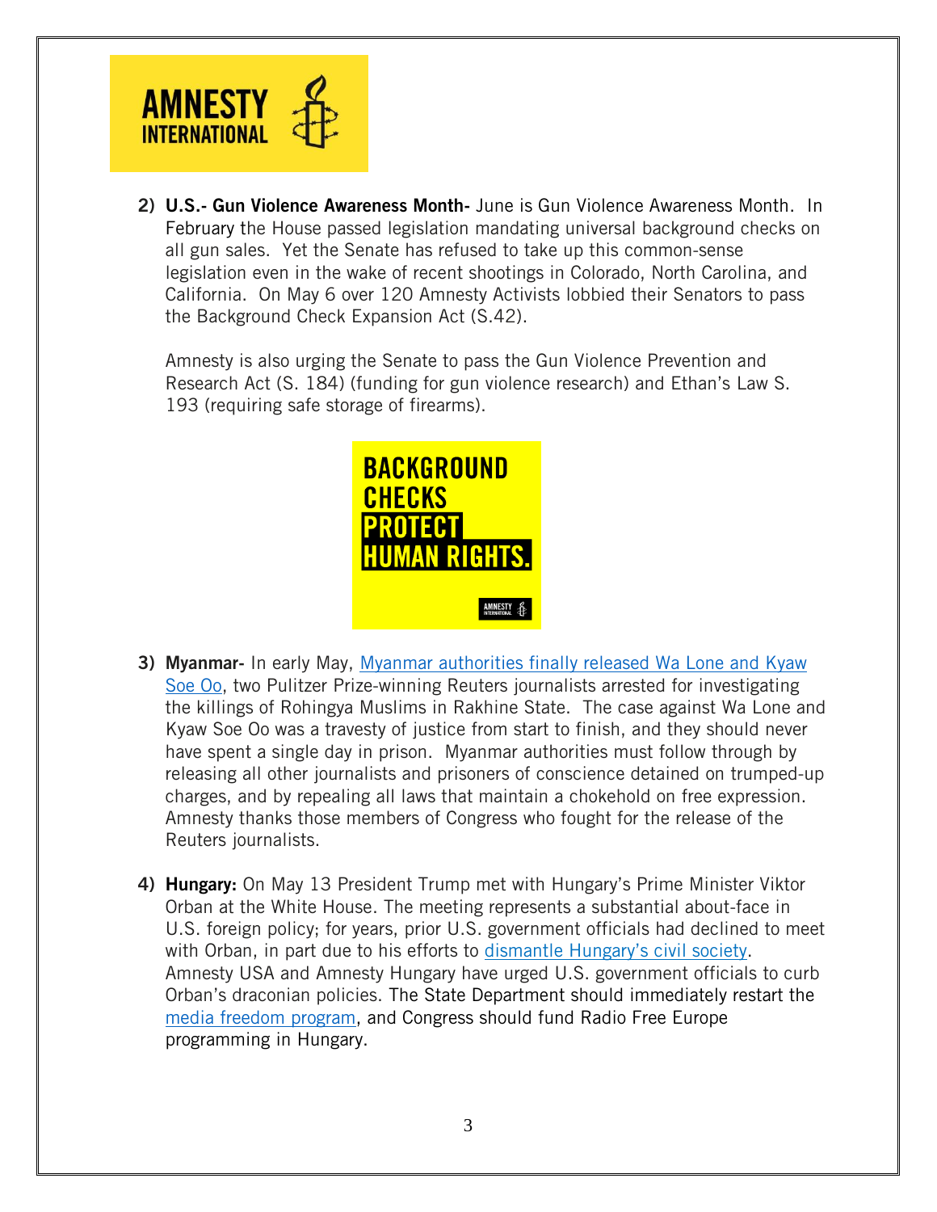2) **U.S.- Gun Violence Awareness Month-** June is Gun Violence Awareness Month. In February the House passed legislation mandating universal background checks on all gun sales. Yet the Senate has refused to take up this common-sense legislation even in the wake of recent shootings in Colorado, North Carolina, and California. On May 6 over 120 Amnesty Activists lobbied their Senators to pass the Background Check Expansion Act (S.42).

   Amnesty is also urging the Senate to pass the Gun Violence Prevention and Research Act (S. 184) (funding for gun violence research) and Ethan's Law S. 193 (requiring safe storage of firearms).

3) **Myanmar-** In early May, Myanmar authorities finally released Wa Lone and Kyaw Soe Oo, two Pulitzer Prize-winning Reuters journalists arrested for investigating the killings of Rohingya Muslims in Rakhine State. The case against Wa Lone and Kyaw Soe Oo was a travesty of justice from start to finish, and they should never have spent a single day in prison. Myanmar authorities must follow through by releasing all other journalists and prisoners of conscience detained on trumped-up charges, and by repealing all laws that maintain a chokehold on free expression. Amnesty thanks those members of Congress who fought for the release of the Reuters journalists.

4) **Hungary:** On May 13 President Trump met with Hungary's Prime Minister Viktor Orban at the White House. The meeting represents a substantial about-face in U.S. foreign policy; for years, prior U.S. government officials had declined to meet with Orban, in part due to his efforts to dismantle Hungary's civil society. Amnesty USA and Amnesty Hungary have urged U.S. government officials to curb Orban's draconian policies. The State Department should immediately restart the media freedom program, and Congress should fund Radio Free Europe programming in Hungary.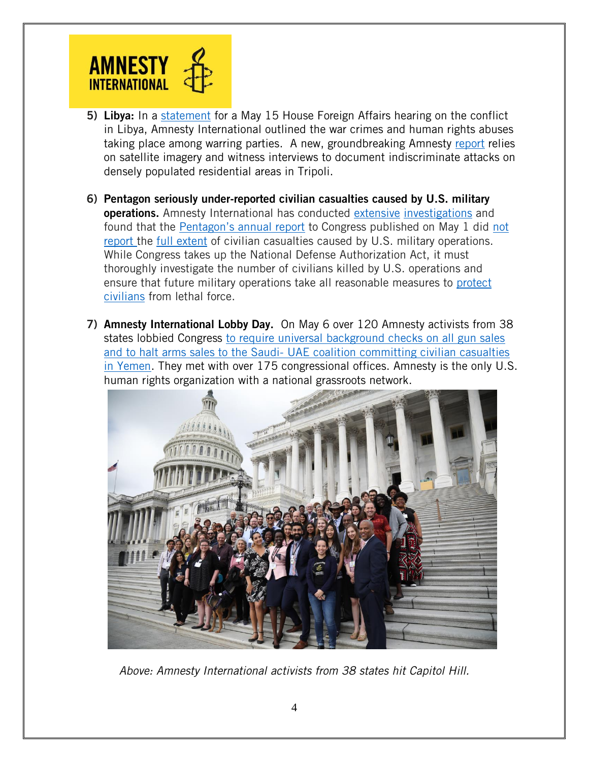5) **Libya:** In a statement for a May 15 House Foreign Affairs hearing on the conflict in Libya, Amnesty International outlined the war crimes and human rights abuses taking place among warring parties. A new, groundbreaking Amnesty report relies on satellite imagery and witness interviews to document indiscriminate attacks on densely populated residential areas in Tripoli.

6) **Pentagon seriously under-reported civilian casualties caused by U.S. military operations.** Amnesty International has conducted extensive investigations and found that the Pentagon's annual report to Congress published on May 1 did not report the full extent of civilian casualties caused by U.S. military operations. While Congress takes up the National Defense Authorization Act, it must thoroughly investigate the number of civilians killed by U.S. operations and ensure that future military operations take all reasonable measures to protect civilians from lethal force.

7) **Amnesty International Lobby Day.** On May 6 over 120 Amnesty activists from 38 states lobbied Congress to require universal background checks on all gun sales and to halt arms sales to the Saudi- UAE coalition committing civilian casualties in Yemen. They met with over 175 congressional offices. Amnesty is the only U.S. human rights organization with a national grassroots network.

*Above: Amnesty International activists from 38 states hit Capitol Hill.*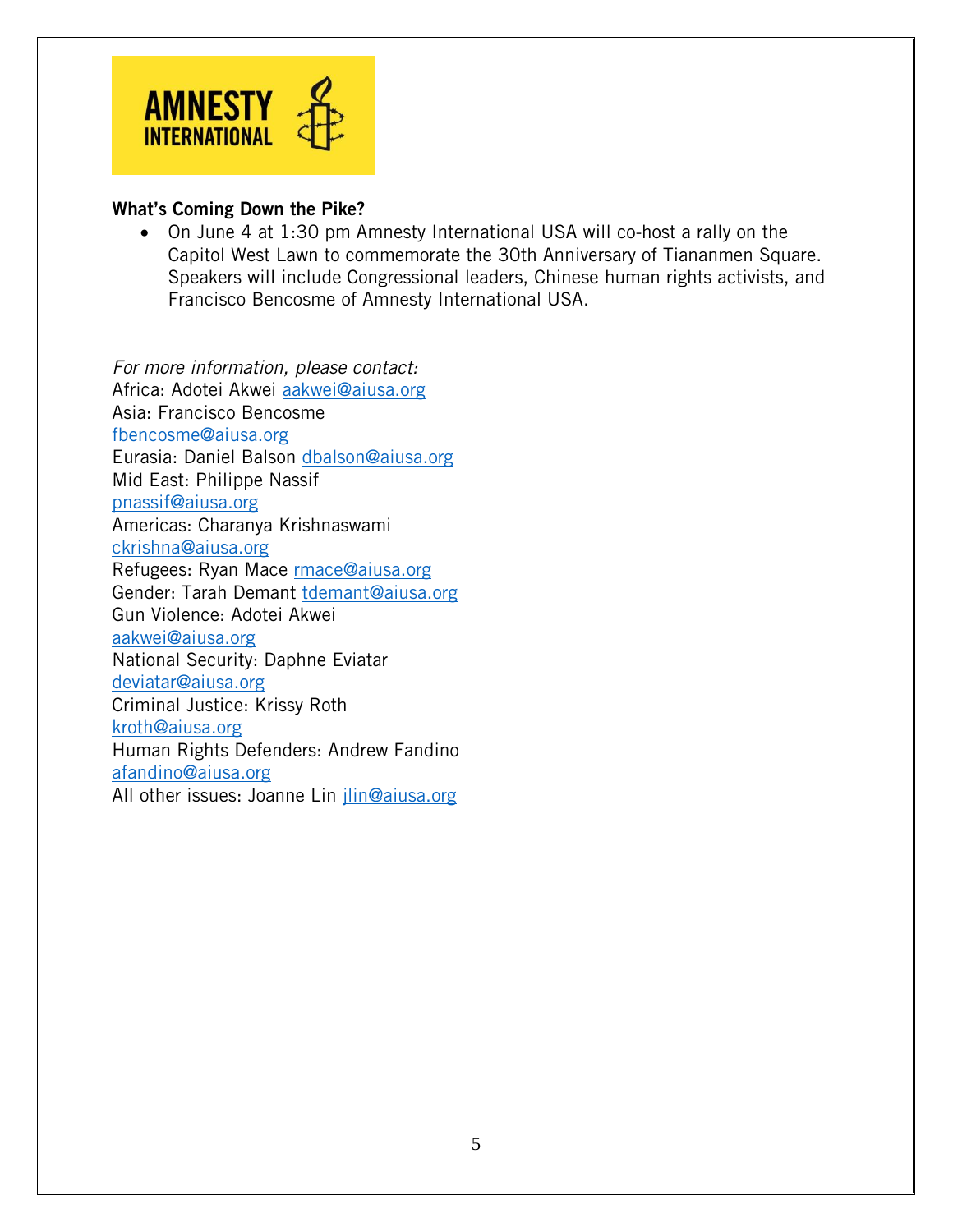**What's Coming Down the Pike?**

- On June 4 at 1:30 pm Amnesty International USA will co-host a rally on the Capitol West Lawn to commemorate the 30th Anniversary of Tiananmen Square. Speakers will include Congressional leaders, Chinese human rights activists, and Francisco Bencosme of Amnesty International USA.

---

*For more information, please contact:*
Africa: Adotei Akwei aakwei@aiusa.org
Asia: Francisco Bencosme fbencosme@aiusa.org
Eurasia: Daniel Balson dbalson@aiusa.org
Mid East: Philippe Nassif pnassif@aiusa.org
Americas: Charanya Krishnaswami ckrishna@aiusa.org
Refugees: Ryan Mace rmace@aiusa.org
Gender: Tarah Demant tdemant@aiusa.org
Gun Violence: Adotei Akwei aakwei@aiusa.org
National Security: Daphne Eviatar deviatar@aiusa.org
Criminal Justice: Krissy Roth kroth@aiusa.org
Human Rights Defenders: Andrew Fandino afandino@aiusa.org
All other issues: Joanne Lin jlin@aiusa.org